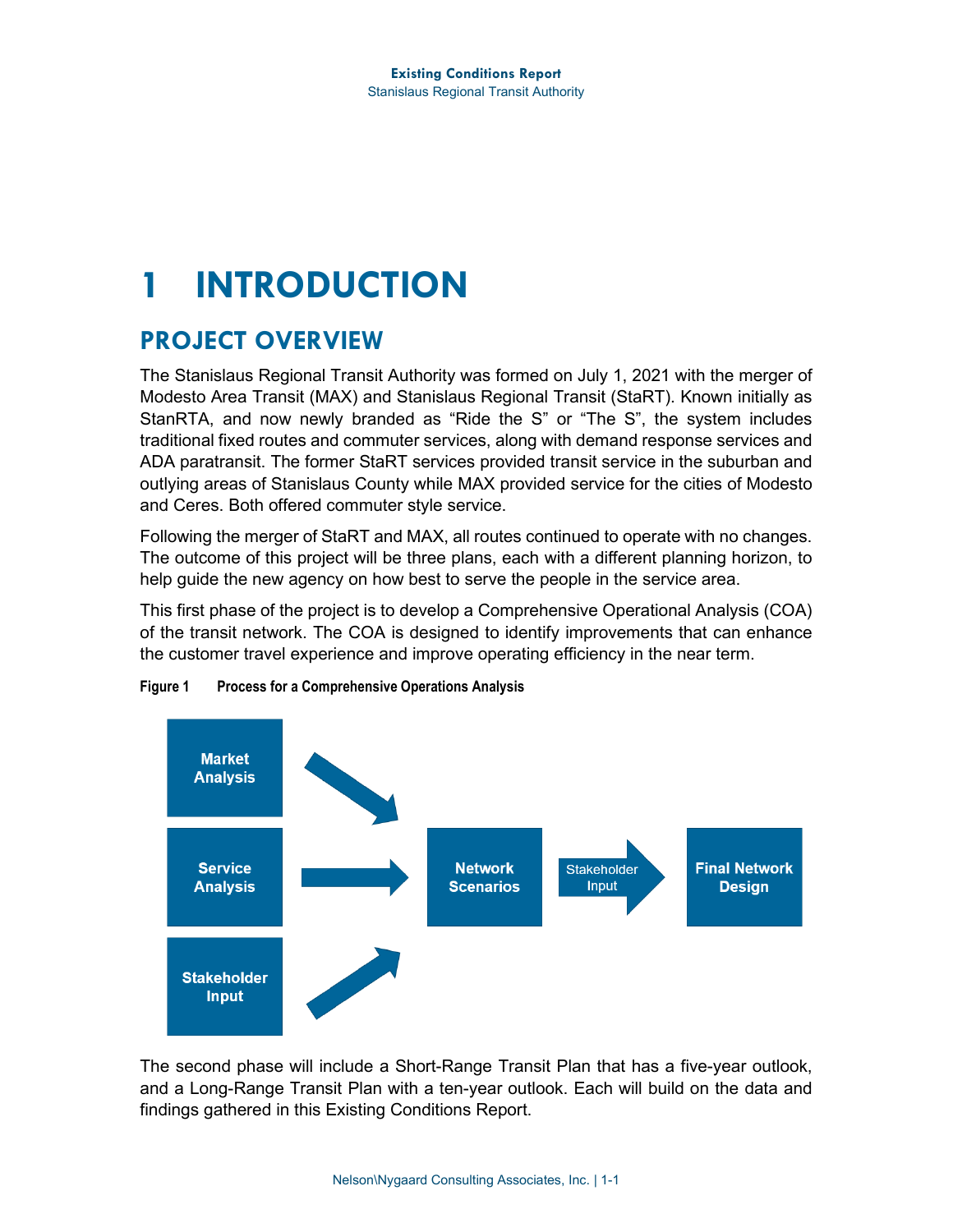# 1 INTRODUCTION

## PROJECT OVERVIEW

The Stanislaus Regional Transit Authority was formed on July 1, 2021 with the merger of Modesto Area Transit (MAX) and Stanislaus Regional Transit (StaRT). Known initially as StanRTA, and now newly branded as "Ride the S" or "The S", the system includes traditional fixed routes and commuter services, along with demand response services and ADA paratransit. The former StaRT services provided transit service in the suburban and outlying areas of Stanislaus County while MAX provided service for the cities of Modesto and Ceres. Both offered commuter style service.

Following the merger of StaRT and MAX, all routes continued to operate with no changes. The outcome of this project will be three plans, each with a different planning horizon, to help guide the new agency on how best to serve the people in the service area.

This first phase of the project is to develop a Comprehensive Operational Analysis (COA) of the transit network. The COA is designed to identify improvements that can enhance the customer travel experience and improve operating efficiency in the near term.

**Figure 1 Process for a Comprehensive Operations Analysis**

Market Analysis

Service Analysis

Stakeholder Input

Network Scenarios

Stakeholder Input

Final Network Design

The second phase will include a Short-Range Transit Plan that has a five-year outlook, and a Long-Range Transit Plan with a ten-year outlook. Each will build on the data and findings gathered in this Existing Conditions Report.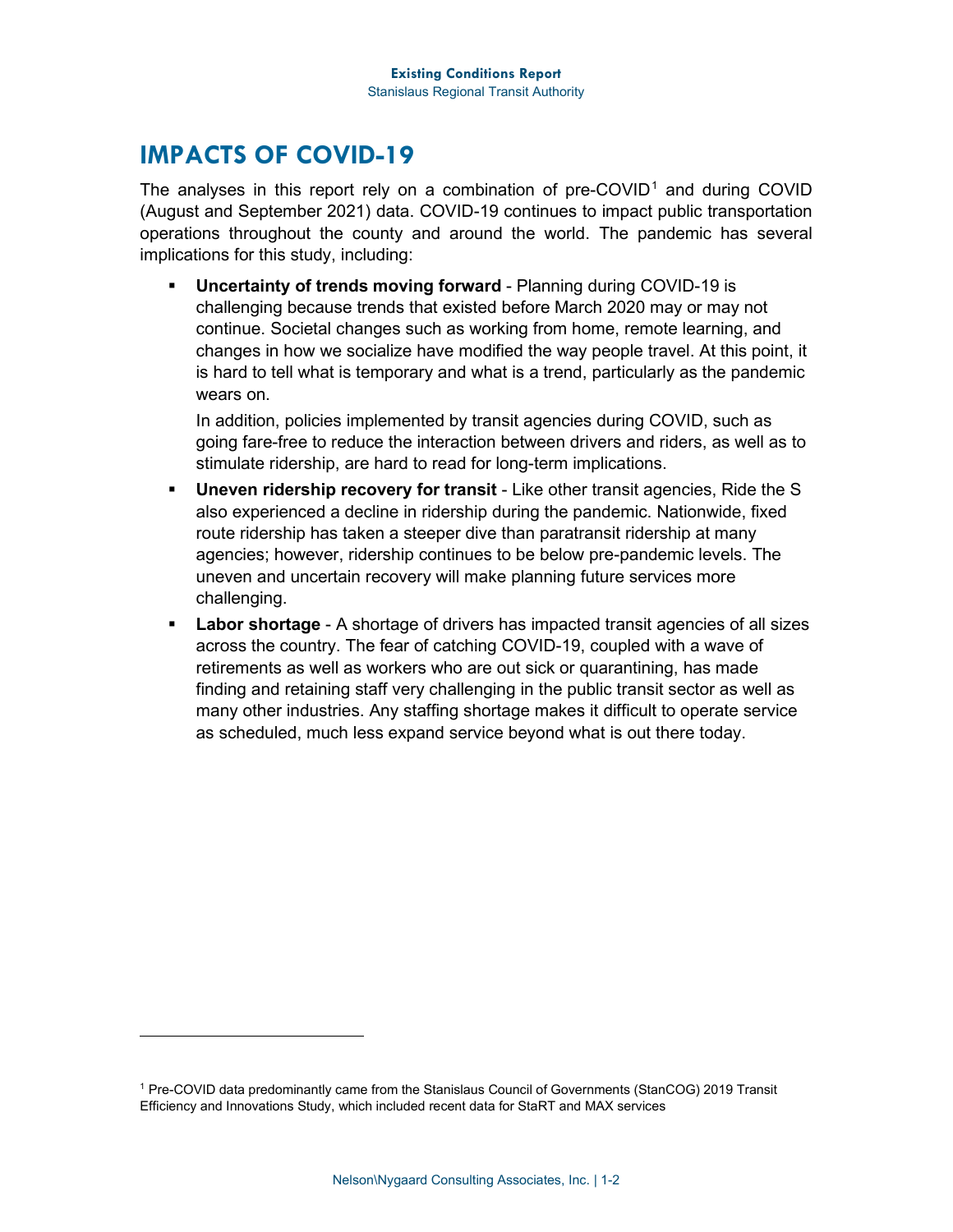# IMPACTS OF COVID-19

The analyses in this report rely on a combination of pre-COVID[1] and during COVID (August and September 2021) data. COVID-19 continues to impact public transportation operations throughout the county and around the world. The pandemic has several implications for this study, including:

- **Uncertainty of trends moving forward** - Planning during COVID-19 is challenging because trends that existed before March 2020 may or may not continue. Societal changes such as working from home, remote learning, and changes in how we socialize have modified the way people travel. At this point, it is hard to tell what is temporary and what is a trend, particularly as the pandemic wears on.

  In addition, policies implemented by transit agencies during COVID, such as going fare-free to reduce the interaction between drivers and riders, as well as to stimulate ridership, are hard to read for long-term implications.

- **Uneven ridership recovery for transit** - Like other transit agencies, Ride the S also experienced a decline in ridership during the pandemic. Nationwide, fixed route ridership has taken a steeper dive than paratransit ridership at many agencies; however, ridership continues to be below pre-pandemic levels. The uneven and uncertain recovery will make planning future services more challenging.
- **Labor shortage** - A shortage of drivers has impacted transit agencies of all sizes across the country. The fear of catching COVID-19, coupled with a wave of retirements as well as workers who are out sick or quarantining, has made finding and retaining staff very challenging in the public transit sector as well as many other industries. Any staffing shortage makes it difficult to operate service as scheduled, much less expand service beyond what is out there today.

[1] Pre-COVID data predominantly came from the Stanislaus Council of Governments (StanCOG) 2019 Transit Efficiency and Innovations Study, which included recent data for StaRT and MAX services